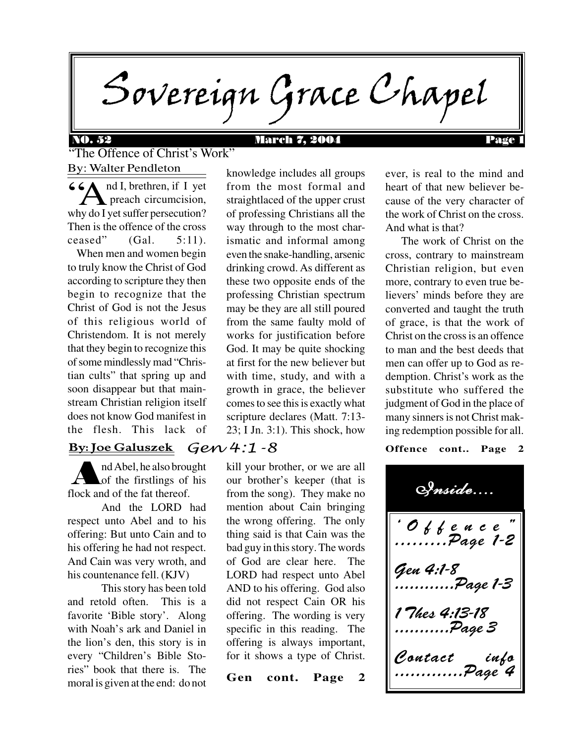# Sovereign Grace Chapel

NO. 52 March 7, 2004

## "The Offence of Christ's Work"

By: Walter Pendleton

"And I, brethren, if I yet preach circumcision, why do I yet suffer persecution? Then is the offence of the cross ceased" (Gal. 5:11).

When men and women begin to truly know the Christ of God according to scripture they then begin to recognize that the Christ of God is not the Jesus of this religious world of Christendom. It is not merely that they begin to recognize this of some mindlessly mad "Christian cults" that spring up and soon disappear but that mainstream Christian religion itself does not know God manifest in the flesh. This lack of knowledge includes all groups from the most formal and straightlaced of the upper crust of professing Christians all the way through to the most charismatic and informal among even the snake-handling, arsenic drinking crowd. As different as these two opposite ends of the professing Christian spectrum may be they are all still poured from the same faulty mold of works for justification before God. It may be quite shocking at first for the new believer but with time, study, and with a growth in grace, the believer comes to see this is exactly what scripture declares (Matt. 7:13-23; I Jn. 3:1). This shock, how ever, is real to the mind and heart of that new believer because of the very character of the work of Christ on the cross. And what is that?

The work of Christ on the cross, contrary to mainstream Christian religion, but even more, contrary to even true believers' minds before they are converted and taught the truth of grace, is that the work of Christ on the cross is an offence to man and the best deeds that men can offer up to God as redemption. Christ's work as the substitute who suffered the judgment of God in the place of many sinners is not Christ making redemption possible for all.

**Offence cont.. Page 2**

## Gen 4:1 -8

By: Joe Galuszek

And Abel, he also brought of the firstlings of his flock and of the fat thereof.

And the LORD had respect unto Abel and to his offering: But unto Cain and to his offering he had not respect. And Cain was very wroth, and his countenance fell. (KJV)

This story has been told and retold often. This is a favorite 'Bible story'. Along with Noah's ark and Daniel in the lion's den, this story is in every "Children's Bible Stories" book that there is. The moral is given at the end: do not kill your brother, or we are all our brother's keeper (that is from the song). They make no mention about Cain bringing the wrong offering. The only thing said is that Cain was the bad guy in this story. The words of God are clear here. The LORD had respect unto Abel AND to his offering. God also did not respect Cain OR his offering. The wording is very specific in this reading. The offering is always important, for it shows a type of Christ.

**Gen cont. Page 2**

### Inside....

- 'Offence" .........Page 1-2
- Gen 4:1-8 ............Page 1-3
- 1 Thes 4:13-18 ...........Page 3
- Contact info .............Page 4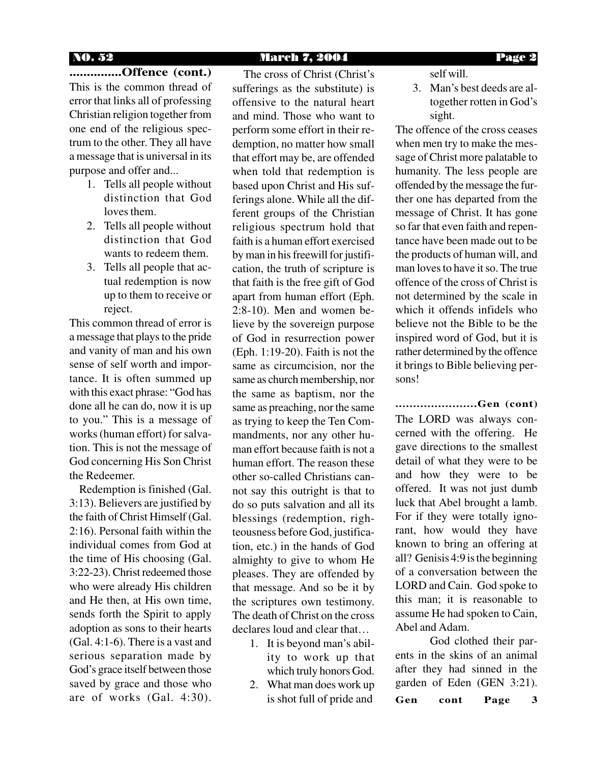**...............Offence (cont.)**

This is the common thread of error that links all of professing Christian religion together from one end of the religious spectrum to the other. They all have a message that is universal in its purpose and offer and...

1. Tells all people without distinction that God loves them.
2. Tells all people without distinction that God wants to redeem them.
3. Tells all people that actual redemption is now up to them to receive or reject.

This common thread of error is a message that plays to the pride and vanity of man and his own sense of self worth and importance. It is often summed up with this exact phrase: "God has done all he can do, now it is up to you." This is a message of works (human effort) for salvation. This is not the message of God concerning His Son Christ the Redeemer.

Redemption is finished (Gal. 3:13). Believers are justified by the faith of Christ Himself (Gal. 2:16). Personal faith within the individual comes from God at the time of His choosing (Gal. 3:22-23). Christ redeemed those who were already His children and He then, at His own time, sends forth the Spirit to apply adoption as sons to their hearts (Gal. 4:1-6). There is a vast and serious separation made by God's grace itself between those saved by grace and those who are of works (Gal. 4:30).

The cross of Christ (Christ's sufferings as the substitute) is offensive to the natural heart and mind. Those who want to perform some effort in their redemption, no matter how small that effort may be, are offended when told that redemption is based upon Christ and His sufferings alone. While all the different groups of the Christian religious spectrum hold that faith is a human effort exercised by man in his freewill for justification, the truth of scripture is that faith is the free gift of God apart from human effort (Eph. 2:8-10). Men and women believe by the sovereign purpose of God in resurrection power (Eph. 1:19-20). Faith is not the same as circumcision, nor the same as church membership, nor the same as baptism, nor the same as preaching, nor the same as trying to keep the Ten Commandments, nor any other human effort because faith is not a human effort. The reason these other so-called Christians cannot say this outright is that to do so puts salvation and all its blessings (redemption, righteousness before God, justification, etc.) in the hands of God almighty to give to whom He pleases. They are offended by that message. And so be it by the scriptures own testimony. The death of Christ on the cross declares loud and clear that…

1. It is beyond man's ability to work up that which truly honors God.
2. What man does work up is shot full of pride and self will.
3. Man's best deeds are altogether rotten in God's sight.

The offence of the cross ceases when men try to make the message of Christ more palatable to humanity. The less people are offended by the message the further one has departed from the message of Christ. It has gone so far that even faith and repentance have been made out to be the products of human will, and man loves to have it so. The true offence of the cross of Christ is not determined by the scale in which it offends infidels who believe not the Bible to be the inspired word of God, but it is rather determined by the offence it brings to Bible believing persons!

**........................Gen (cont)**

The LORD was always concerned with the offering. He gave directions to the smallest detail of what they were to be and how they were to be offered. It was not just dumb luck that Abel brought a lamb. For if they were totally ignorant, how would they have known to bring an offering at all? Genisis 4:9 is the beginning of a conversation between the LORD and Cain. God spoke to this man; it is reasonable to assume He had spoken to Cain, Abel and Adam.

God clothed their parents in the skins of an animal after they had sinned in the garden of Eden (GEN 3:21).

**Gen cont Page 3**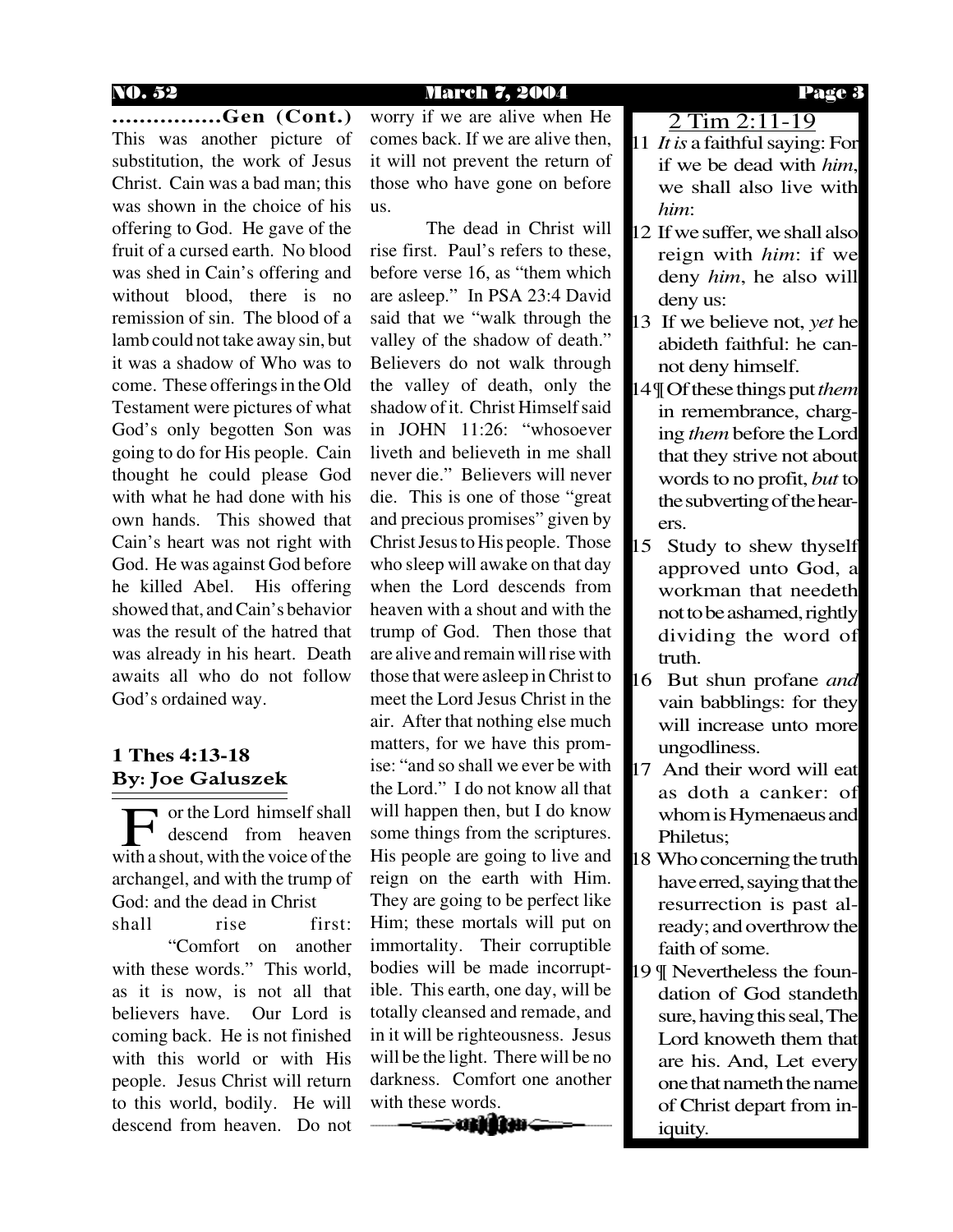**................Gen (Cont.)**

This was another picture of substitution, the work of Jesus Christ. Cain was a bad man; this was shown in the choice of his offering to God. He gave of the fruit of a cursed earth. No blood was shed in Cain's offering and without blood, there is no remission of sin. The blood of a lamb could not take away sin, but it was a shadow of Who was to come. These offerings in the Old Testament were pictures of what God's only begotten Son was going to do for His people. Cain thought he could please God with what he had done with his own hands. This showed that Cain's heart was not right with God. He was against God before he killed Abel. His offering showed that, and Cain's behavior was the result of the hatred that was already in his heart. Death awaits all who do not follow God's ordained way.

## 1 Thes 4:13-18
**By: Joe Galuszek**

For the Lord himself shall descend from heaven with a shout, with the voice of the archangel, and with the trump of God: and the dead in Christ shall rise first:

"Comfort on another with these words." This world, as it is now, is not all that believers have. Our Lord is coming back. He is not finished with this world or with His people. Jesus Christ will return to this world, bodily. He will descend from heaven. Do not worry if we are alive when He comes back. If we are alive then, it will not prevent the return of those who have gone on before us.

The dead in Christ will rise first. Paul's refers to these, before verse 16, as "them which are asleep." In PSA 23:4 David said that we "walk through the valley of the shadow of death." Believers do not walk through the valley of death, only the shadow of it. Christ Himself said in JOHN 11:26: "whosoever liveth and believeth in me shall never die." Believers will never die. This is one of those "great and precious promises" given by Christ Jesus to His people. Those who sleep will awake on that day when the Lord descends from heaven with a shout and with the trump of God. Then those that are alive and remain will rise with those that were asleep in Christ to meet the Lord Jesus Christ in the air. After that nothing else much matters, for we have this promise: "and so shall we ever be with the Lord." I do not know all that will happen then, but I do know some things from the scriptures. His people are going to live and reign on the earth with Him. They are going to be perfect like Him; these mortals will put on immortality. Their corruptible bodies will be made incorruptible. This earth, one day, will be totally cleansed and remade, and in it will be righteousness. Jesus will be the light. There will be no darkness. Comfort one another with these words.

---

## 2 Tim 2:11-19

11 *It is* a faithful saying: For if we be dead with *him*, we shall also live with *him*:

12 If we suffer, we shall also reign with *him*: if we deny *him*, he also will deny us:

13 If we believe not, *yet* he abideth faithful: he cannot deny himself.

14 ¶ Of these things put *them* in remembrance, charging *them* before the Lord that they strive not about words to no profit, *but* to the subverting of the hearers.

15 Study to shew thyself approved unto God, a workman that needeth not to be ashamed, rightly dividing the word of truth.

16 But shun profane *and* vain babblings: for they will increase unto more ungodliness.

17 And their word will eat as doth a canker: of whom is Hymenaeus and Philetus;

18 Who concerning the truth have erred, saying that the resurrection is past already; and overthrow the faith of some.

19 ¶ Nevertheless the foundation of God standeth sure, having this seal, The Lord knoweth them that are his. And, Let every one that nameth the name of Christ depart from iniquity.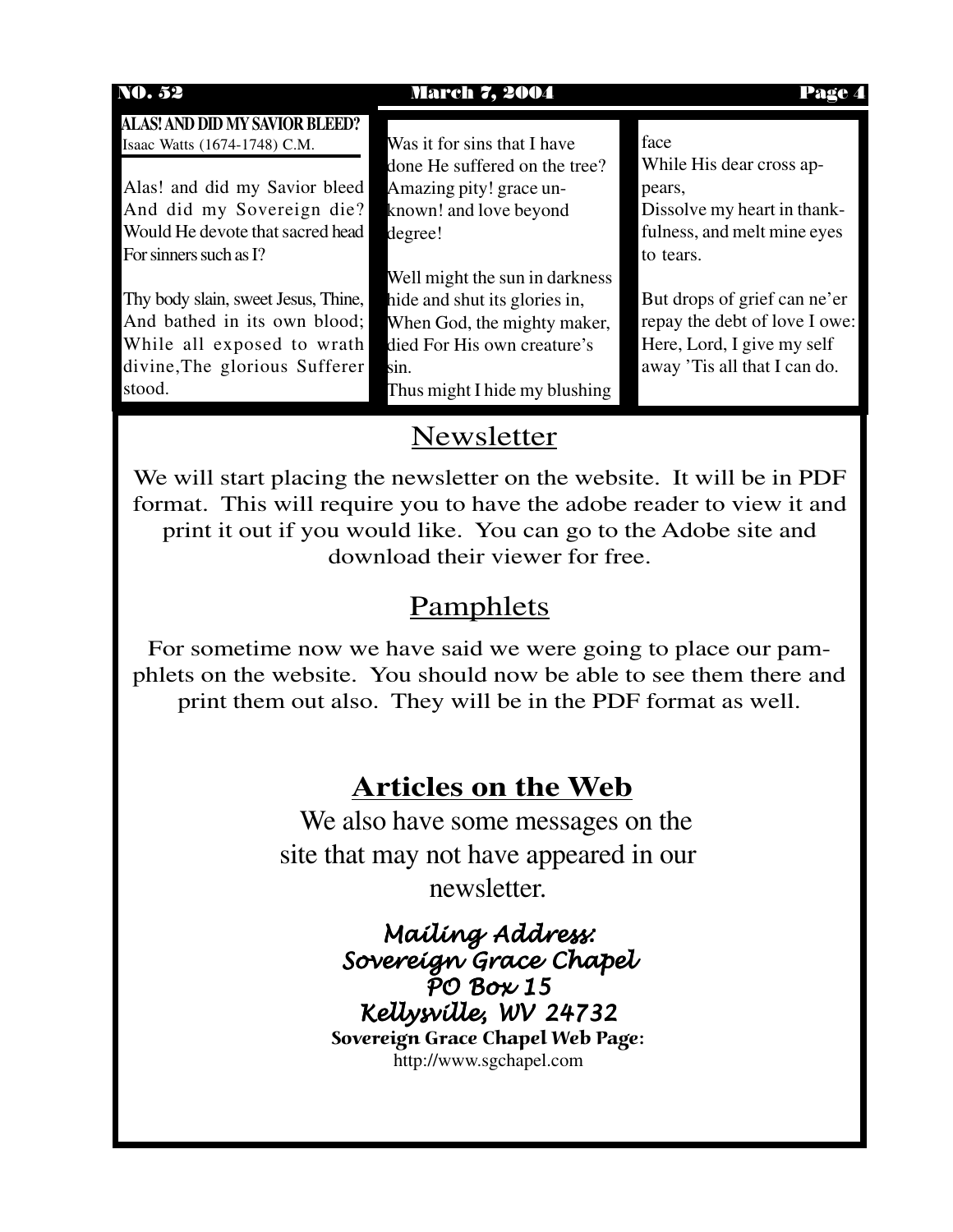**ALAS! AND DID MY SAVIOR BLEED?**
Isaac Watts (1674-1748) C.M.

Alas! and did my Savior bleed
And did my Sovereign die?
Would He devote that sacred head
For sinners such as I?

Thy body slain, sweet Jesus, Thine,
And bathed in its own blood;
While all exposed to wrath divine,The glorious Sufferer stood.

Was it for sins that I have done He suffered on the tree?
Amazing pity! grace unknown! and love beyond degree!

Well might the sun in darkness hide and shut its glories in,
When God, the mighty maker, died For His own creature's sin.
Thus might I hide my blushing face
While His dear cross appears,
Dissolve my heart in thankfulness, and melt mine eyes to tears.

But drops of grief can ne'er repay the debt of love I owe:
Here, Lord, I give my self away 'Tis all that I can do.

## Newsletter

We will start placing the newsletter on the website. It will be in PDF format. This will require you to have the adobe reader to view it and print it out if you would like. You can go to the Adobe site and download their viewer for free.

## Pamphlets

For sometime now we have said we were going to place our pamphlets on the website. You should now be able to see them there and print them out also. They will be in the PDF format as well.

## Articles on the Web

We also have some messages on the site that may not have appeared in our newsletter.

*Mailing Address:*
*Sovereign Grace Chapel*
*PO Box 15*
*Kellysville, WV 24732*

**Sovereign Grace Chapel Web Page:**
http://www.sgchapel.com